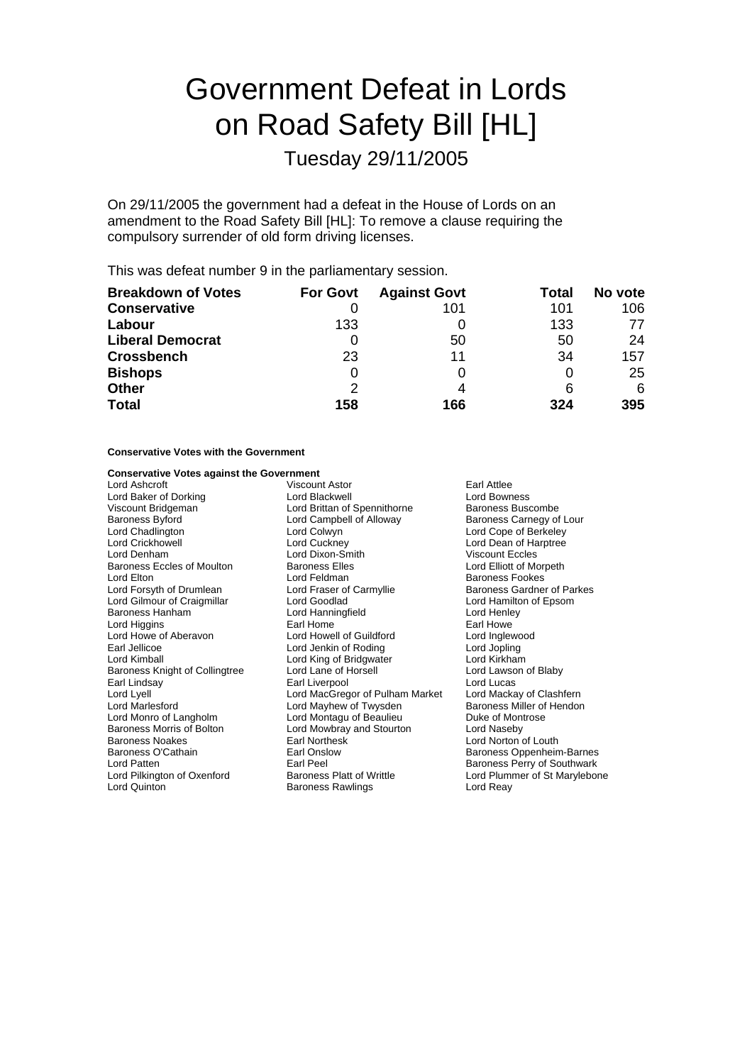# Government Defeat in Lords on Road Safety Bill [HL]

## Tuesday 29/11/2005

On 29/11/2005 the government had a defeat in the House of Lords on an amendment to the Road Safety Bill [HL]: To remove a clause requiring the compulsory surrender of old form driving licenses.

This was defeat number 9 in the parliamentary session.

| Breakdown of Votes | For Govt | Against Govt | Total | No vote |
|---|---|---|---|---|
| **Conservative** | 0 | 101 | 101 | 106 |
| **Labour** | 133 | 0 | 133 | 77 |
| **Liberal Democrat** | 0 | 50 | 50 | 24 |
| **Crossbench** | 23 | 11 | 34 | 157 |
| **Bishops** | 0 | 0 | 0 | 25 |
| **Other** | 2 | 4 | 6 | 6 |
| **Total** | **158** | **166** | **324** | **395** |

**Conservative Votes with the Government**

**Conservative Votes against the Government**

Lord Ashcroft
Viscount Astor
Earl Attlee
Lord Baker of Dorking
Lord Blackwell
Lord Bowness
Viscount Bridgeman
Lord Brittan of Spennithorne
Baroness Buscombe
Baroness Byford
Lord Campbell of Alloway
Baroness Carnegy of Lour
Lord Chadlington
Lord Colwyn
Lord Cope of Berkeley
Lord Crickhowell
Lord Cuckney
Lord Dean of Harptree
Lord Denham
Lord Dixon-Smith
Viscount Eccles
Baroness Eccles of Moulton
Baroness Elles
Lord Elliott of Morpeth
Lord Elton
Lord Feldman
Baroness Fookes
Lord Forsyth of Drumlean
Lord Fraser of Carmyllie
Baroness Gardner of Parkes
Lord Gilmour of Craigmillar
Lord Goodlad
Lord Hamilton of Epsom
Baroness Hanham
Lord Hanningfield
Lord Henley
Lord Higgins
Earl Home
Earl Howe
Lord Howe of Aberavon
Lord Howell of Guildford
Lord Inglewood
Earl Jellicoe
Lord Jenkin of Roding
Lord Jopling
Lord Kimball
Lord King of Bridgwater
Lord Kirkham
Baroness Knight of Collingtree
Lord Lane of Horsell
Lord Lawson of Blaby
Earl Lindsay
Earl Liverpool
Lord Lucas
Lord Lyell
Lord MacGregor of Pulham Market
Lord Mackay of Clashfern
Lord Marlesford
Lord Mayhew of Twysden
Baroness Miller of Hendon
Lord Monro of Langholm
Lord Montagu of Beaulieu
Duke of Montrose
Baroness Morris of Bolton
Lord Mowbray and Stourton
Lord Naseby
Baroness Noakes
Earl Northesk
Lord Norton of Louth
Baroness O'Cathain
Earl Onslow
Baroness Oppenheim-Barnes
Lord Patten
Earl Peel
Baroness Perry of Southwark
Lord Pilkington of Oxenford
Baroness Platt of Writtle
Lord Plummer of St Marylebone
Lord Quinton
Baroness Rawlings
Lord Reay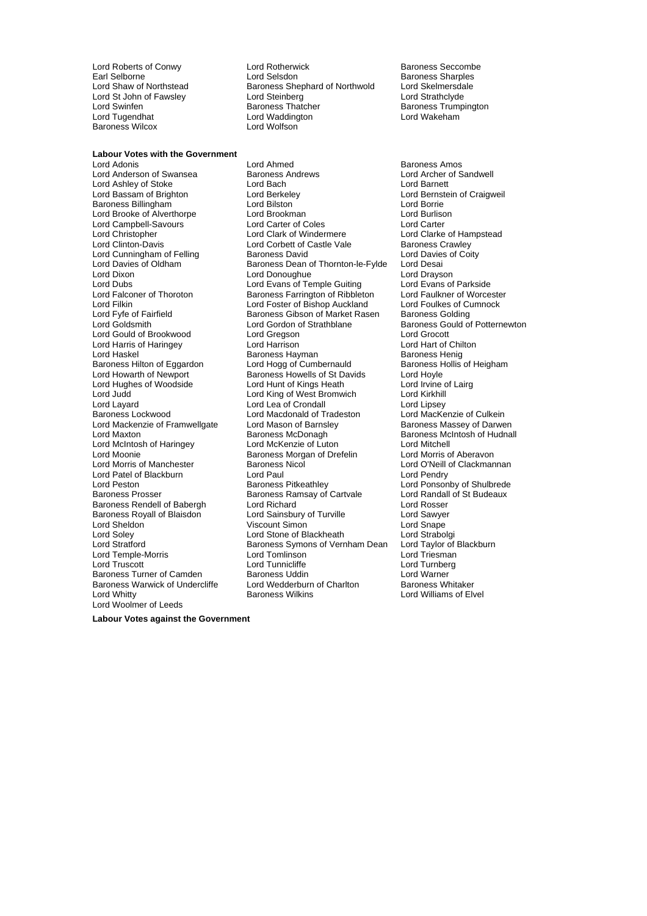Lord Roberts of Conwy
Lord Rotherwick
Baroness Seccombe
Earl Selborne
Lord Selsdon
Baroness Sharples
Lord Shaw of Northstead
Baroness Shephard of Northwold
Lord Skelmersdale
Lord St John of Fawsley
Lord Steinberg
Lord Strathclyde
Lord Swinfen
Baroness Thatcher
Baroness Trumpington
Lord Tugendhat
Lord Waddington
Lord Wakeham
Baroness Wilcox
Lord Wolfson

**Labour Votes with the Government**

Lord Adonis
Lord Ahmed
Baroness Amos
Lord Anderson of Swansea
Baroness Andrews
Lord Archer of Sandwell
Lord Ashley of Stoke
Lord Bach
Lord Barnett
Lord Bassam of Brighton
Lord Berkeley
Lord Bernstein of Craigweil
Baroness Billingham
Lord Bilston
Lord Borrie
Lord Brooke of Alverthorpe
Lord Brookman
Lord Burlison
Lord Campbell-Savours
Lord Carter of Coles
Lord Carter
Lord Christopher
Lord Clark of Windermere
Lord Clarke of Hampstead
Lord Clinton-Davis
Lord Corbett of Castle Vale
Baroness Crawley
Lord Cunningham of Felling
Baroness David
Lord Davies of Coity
Lord Davies of Oldham
Baroness Dean of Thornton-le-Fylde
Lord Desai
Lord Dixon
Lord Donoughue
Lord Drayson
Lord Dubs
Lord Evans of Temple Guiting
Lord Evans of Parkside
Lord Falconer of Thoroton
Baroness Farrington of Ribbleton
Lord Faulkner of Worcester
Lord Filkin
Lord Foster of Bishop Auckland
Lord Foulkes of Cumnock
Lord Fyfe of Fairfield
Baroness Gibson of Market Rasen
Baroness Golding
Lord Goldsmith
Lord Gordon of Strathblane
Baroness Gould of Potternewton
Lord Gould of Brookwood
Lord Gregson
Lord Grocott
Lord Harris of Haringey
Lord Harrison
Lord Hart of Chilton
Lord Haskel
Baroness Hayman
Baroness Henig
Baroness Hilton of Eggardon
Lord Hogg of Cumbernauld
Baroness Hollis of Heigham
Lord Howarth of Newport
Baroness Howells of St Davids
Lord Hoyle
Lord Hughes of Woodside
Lord Hunt of Kings Heath
Lord Irvine of Lairg
Lord Judd
Lord King of West Bromwich
Lord Kirkhill
Lord Layard
Lord Lea of Crondall
Lord Lipsey
Baroness Lockwood
Lord Macdonald of Tradeston
Lord MacKenzie of Culkein
Lord Mackenzie of Framwellgate
Lord Mason of Barnsley
Baroness Massey of Darwen
Lord Maxton
Baroness McDonagh
Baroness McIntosh of Hudnall
Lord McIntosh of Haringey
Lord McKenzie of Luton
Lord Mitchell
Lord Moonie
Baroness Morgan of Drefelin
Lord Morris of Aberavon
Lord Morris of Manchester
Baroness Nicol
Lord O'Neill of Clackmannan
Lord Patel of Blackburn
Lord Paul
Lord Pendry
Lord Peston
Baroness Pitkeathley
Lord Ponsonby of Shulbrede
Baroness Prosser
Baroness Ramsay of Cartvale
Lord Randall of St Budeaux
Baroness Rendell of Babergh
Lord Richard
Lord Rosser
Baroness Royall of Blaisdon
Lord Sainsbury of Turville
Lord Sawyer
Lord Sheldon
Viscount Simon
Lord Snape
Lord Soley
Lord Stone of Blackheath
Lord Strabolgi
Lord Stratford
Baroness Symons of Vernham Dean
Lord Taylor of Blackburn
Lord Temple-Morris
Lord Tomlinson
Lord Triesman
Lord Truscott
Lord Tunnicliffe
Lord Turnberg
Baroness Turner of Camden
Baroness Uddin
Lord Warner
Baroness Warwick of Undercliffe
Lord Wedderburn of Charlton
Baroness Whitaker
Lord Whitty
Baroness Wilkins
Lord Williams of Elvel
Lord Woolmer of Leeds

**Labour Votes against the Government**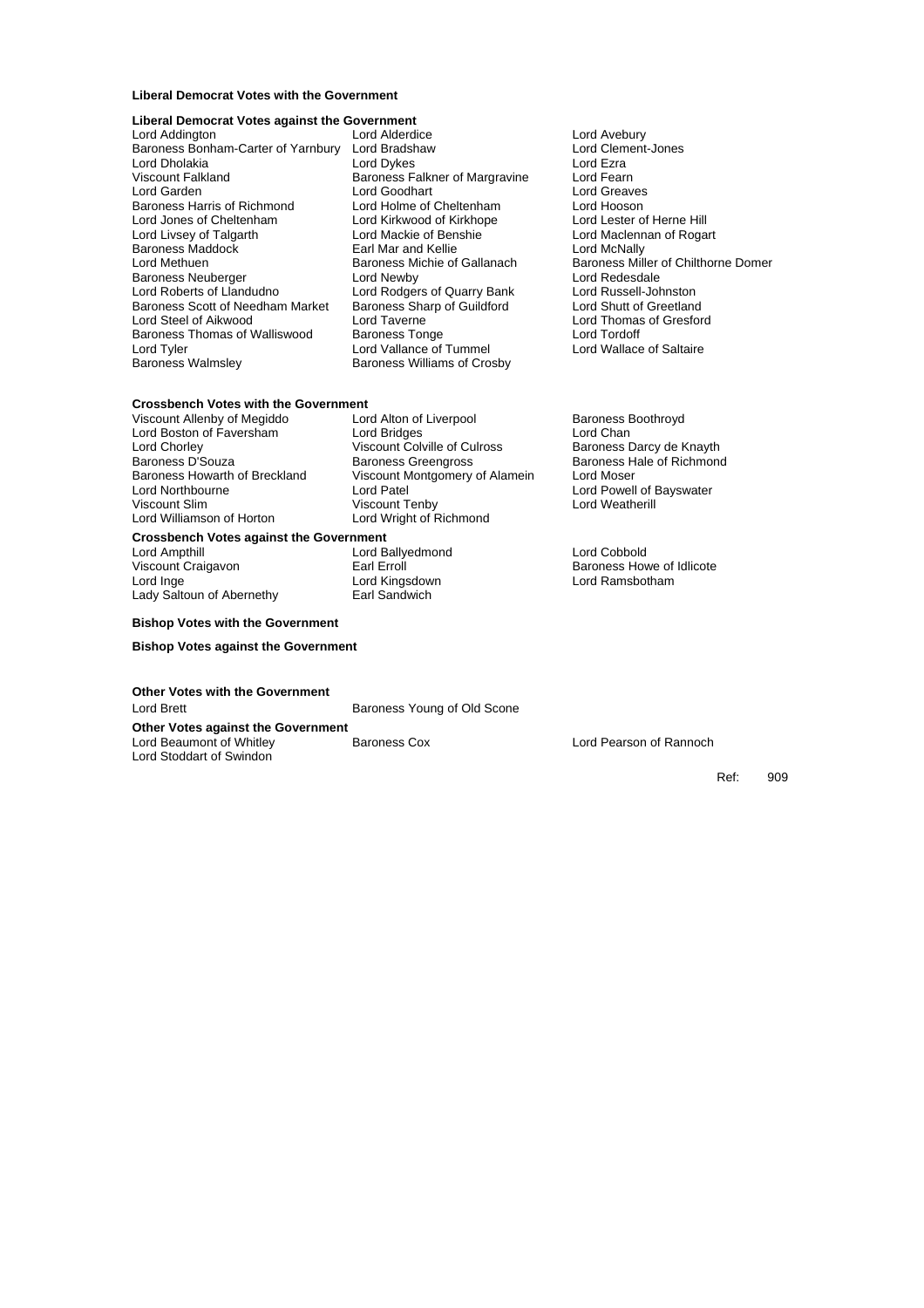**Liberal Democrat Votes with the Government**

**Liberal Democrat Votes against the Government**

Lord Addington
Baroness Bonham-Carter of Yarnbury
Lord Dholakia
Viscount Falkland
Lord Garden
Baroness Harris of Richmond
Lord Jones of Cheltenham
Lord Livsey of Talgarth
Baroness Maddock
Lord Methuen
Baroness Neuberger
Lord Roberts of Llandudno
Baroness Scott of Needham Market
Lord Steel of Aikwood
Baroness Thomas of Walliswood
Lord Tyler
Baroness Walmsley
Lord Alderdice
Lord Bradshaw
Lord Dykes
Baroness Falkner of Margravine
Lord Goodhart
Lord Holme of Cheltenham
Lord Kirkwood of Kirkhope
Lord Mackie of Benshie
Earl Mar and Kellie
Baroness Michie of Gallanach
Lord Newby
Lord Rodgers of Quarry Bank
Baroness Sharp of Guildford
Lord Taverne
Baroness Tonge
Lord Vallance of Tummel
Baroness Williams of Crosby
Lord Avebury
Lord Clement-Jones
Lord Ezra
Lord Fearn
Lord Greaves
Lord Hooson
Lord Lester of Herne Hill
Lord Maclennan of Rogart
Lord McNally
Baroness Miller of Chilthorne Domer
Lord Redesdale
Lord Russell-Johnston
Lord Shutt of Greetland
Lord Thomas of Gresford
Lord Tordoff
Lord Wallace of Saltaire

**Crossbench Votes with the Government**

Viscount Allenby of Megiddo
Lord Boston of Faversham
Lord Chorley
Baroness D'Souza
Baroness Howarth of Breckland
Lord Northbourne
Viscount Slim
Lord Williamson of Horton
Lord Alton of Liverpool
Lord Bridges
Viscount Colville of Culross
Baroness Greengross
Viscount Montgomery of Alamein
Lord Patel
Viscount Tenby
Lord Wright of Richmond
Baroness Boothroyd
Lord Chan
Baroness Darcy de Knayth
Baroness Hale of Richmond
Lord Moser
Lord Powell of Bayswater
Lord Weatherill

**Crossbench Votes against the Government**

Lord Ampthill
Viscount Craigavon
Lord Inge
Lady Saltoun of Abernethy
Lord Ballyedmond
Earl Erroll
Lord Kingsdown
Earl Sandwich
Lord Cobbold
Baroness Howe of Idlicote
Lord Ramsbotham

**Bishop Votes with the Government**

**Bishop Votes against the Government**

**Other Votes with the Government**

Lord Brett
Baroness Young of Old Scone

**Other Votes against the Government**

Lord Beaumont of Whitley
Lord Stoddart of Swindon
Baroness Cox
Lord Pearson of Rannoch

Ref: 909